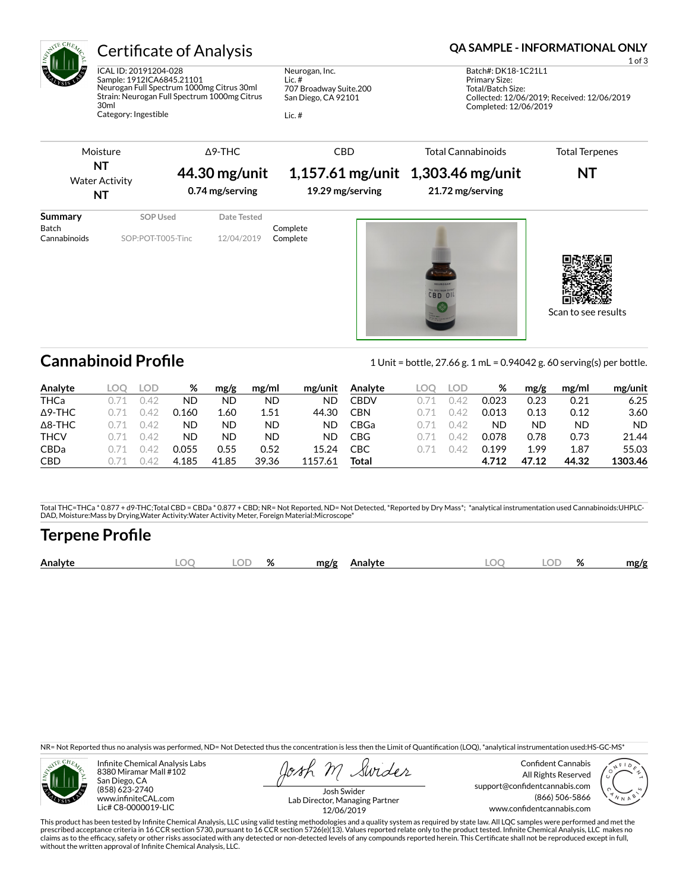# Certificate of Analysis

**QA SAMPLE - INFORMATIONAL ONLY**

ICAL ID: 20191204-028
Sample: 1912ICA6845.21101
Neurogan Full Spectrum 1000mg Citrus 30ml
Strain: Neurogan Full Spectrum 1000mg Citrus 30ml
Category: Ingestible

Neurogan, Inc.
Lic. #
707 Broadway Suite.200
San Diego, CA 92101

Lic. #

Batch#: DK18-1C21L1
Primary Size:
Total/Batch Size:
Collected: 12/06/2019; Received: 12/06/2019
Completed: 12/06/2019

| Moisture | Δ9-THC | CBD | Total Cannabinoids | Total Terpenes |
|---|---|---|---|---|
| NT | **44.30 mg/unit** | **1,157.61 mg/unit** | **1,303.46 mg/unit** | **NT** |
| Water Activity NT | 0.74 mg/serving | 19.29 mg/serving | 21.72 mg/serving | |

| Summary | SOP Used | Date Tested | |
|---|---|---|---|
| Batch | | | Complete |
| Cannabinoids | SOP:POT-T005-Tinc | 12/04/2019 | Complete |

Scan to see results

## Cannabinoid Profile

1 Unit = bottle, 27.66 g. 1 mL = 0.94042 g. 60 serving(s) per bottle.

| Analyte | LOQ | LOD | % | mg/g | mg/ml | mg/unit | Analyte | LOQ | LOD | % | mg/g | mg/ml | mg/unit |
|---|---|---|---|---|---|---|---|---|---|---|---|---|---|
| THCa | 0.71 | 0.42 | ND | ND | ND | ND | CBDV | 0.71 | 0.42 | 0.023 | 0.23 | 0.21 | 6.25 |
| Δ9-THC | 0.71 | 0.42 | 0.160 | 1.60 | 1.51 | 44.30 | CBN | 0.71 | 0.42 | 0.013 | 0.13 | 0.12 | 3.60 |
| Δ8-THC | 0.71 | 0.42 | ND | ND | ND | ND | CBGa | 0.71 | 0.42 | ND | ND | ND | ND |
| THCV | 0.71 | 0.42 | ND | ND | ND | ND | CBG | 0.71 | 0.42 | 0.078 | 0.78 | 0.73 | 21.44 |
| CBDa | 0.71 | 0.42 | 0.055 | 0.55 | 0.52 | 15.24 | CBC | 0.71 | 0.42 | 0.199 | 1.99 | 1.87 | 55.03 |
| CBD | 0.71 | 0.42 | 4.185 | 41.85 | 39.36 | 1157.61 | **Total** | | | **4.712** | **47.12** | **44.32** | **1303.46** |

Total THC=THCa * 0.877 + d9-THC;Total CBD = CBDa * 0.877 + CBD; NR= Not Reported, ND= Not Detected, *Reported by Dry Mass*; *analytical instrumentation used Cannabinoids:UHPLC-DAD, Moisture:Mass by Drying,Water Activity:Water Activity Meter, Foreign Material:Microscope*

## Terpene Profile

| Analyte | LOQ | LOD | % | mg/g | Analyte | LOQ | LOD | % | mg/g |
|---|---|---|---|---|---|---|---|---|---|

NR= Not Reported thus no analysis was performed, ND= Not Detected thus the concentration is less then the Limit of Quantification (LOQ), *analytical instrumentation used:HS-GC-MS*

Infinite Chemical Analysis Labs
8380 Miramar Mall #102
San Diego, CA
(858) 623-2740
www.infiniteCAL.com
Lic# C8-0000019-LIC

Josh Swider
Lab Director, Managing Partner
12/06/2019

Confident Cannabis
All Rights Reserved
support@confidentcannabis.com
(866) 506-5866
www.confidentcannabis.com

This product has been tested by Infinite Chemical Analysis, LLC using valid testing methodologies and a quality system as required by state law. All LQC samples were performed and met the prescribed acceptance criteria in 16 CCR section 5730, pursuant to 16 CCR section 5726(e)(13). Values reported relate only to the product tested. Infinite Chemical Analysis, LLC makes no claims as to the efficacy, safety or other risks associated with any detected or non-detected levels of any compounds reported herein. This Certificate shall not be reproduced except in full, without the written approval of Infinite Chemical Analysis, LLC.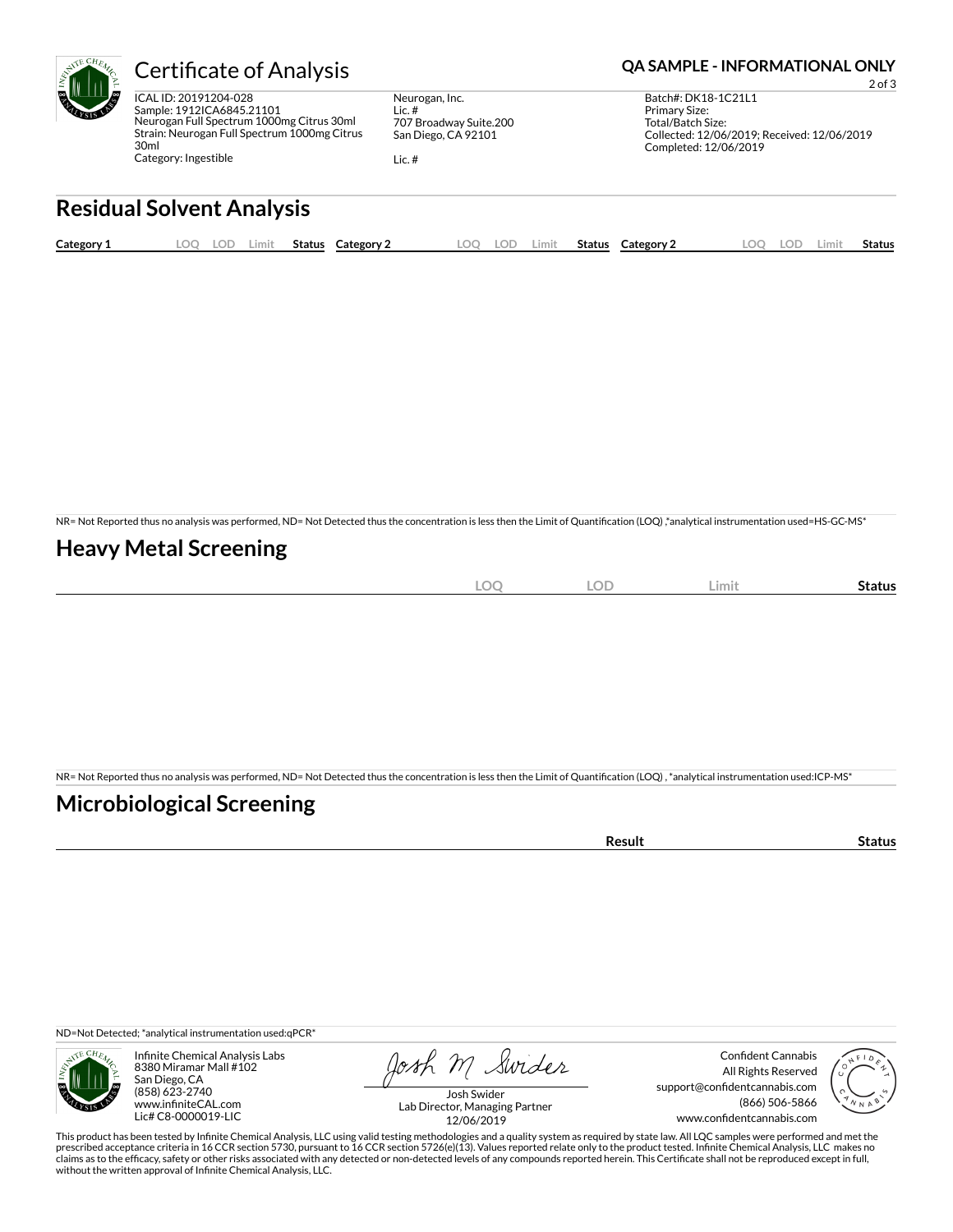# Certificate of Analysis

**QA SAMPLE - INFORMATIONAL ONLY**

ICAL ID: 20191204-028
Sample: 1912ICA6845.21101
Neurogan Full Spectrum 1000mg Citrus 30ml
Strain: Neurogan Full Spectrum 1000mg Citrus 30ml
Category: Ingestible

Neurogan, Inc.
Lic. #
707 Broadway Suite.200
San Diego, CA 92101

Lic. #

Batch#: DK18-1C21L1
Primary Size:
Total/Batch Size:
Collected: 12/06/2019; Received: 12/06/2019
Completed: 12/06/2019

## Residual Solvent Analysis

| Category 1 | LOQ | LOD | Limit | Status | Category 2 | LOQ | LOD | Limit | Status | Category 2 | LOQ | LOD | Limit | Status |
|---|---|---|---|---|---|---|---|---|---|---|---|---|---|---|

NR= Not Reported thus no analysis was performed, ND= Not Detected thus the concentration is less then the Limit of Quantification (LOQ) ,*analytical instrumentation used=HS-GC-MS*

## Heavy Metal Screening

| | LOQ | LOD | Limit | Status |
|---|---|---|---|---|

NR= Not Reported thus no analysis was performed, ND= Not Detected thus the concentration is less then the Limit of Quantification (LOQ) , *analytical instrumentation used:ICP-MS*

## Microbiological Screening

| | Result | Status |
|---|---|---|

ND=Not Detected; *analytical instrumentation used:qPCR*

Infinite Chemical Analysis Labs
8380 Miramar Mall #102
San Diego, CA
(858) 623-2740
www.infiniteCAL.com
Lic# C8-0000019-LIC

Josh Swider
Lab Director, Managing Partner
12/06/2019

Confident Cannabis
All Rights Reserved
support@confidentcannabis.com
(866) 506-5866
www.confidentcannabis.com

This product has been tested by Infinite Chemical Analysis, LLC using valid testing methodologies and a quality system as required by state law. All LQC samples were performed and met the prescribed acceptance criteria in 16 CCR section 5730, pursuant to 16 CCR section 5726(e)(13). Values reported relate only to the product tested. Infinite Chemical Analysis, LLC makes no claims as to the efficacy, safety or other risks associated with any detected or non-detected levels of any compounds reported herein. This Certificate shall not be reproduced except in full, without the written approval of Infinite Chemical Analysis, LLC.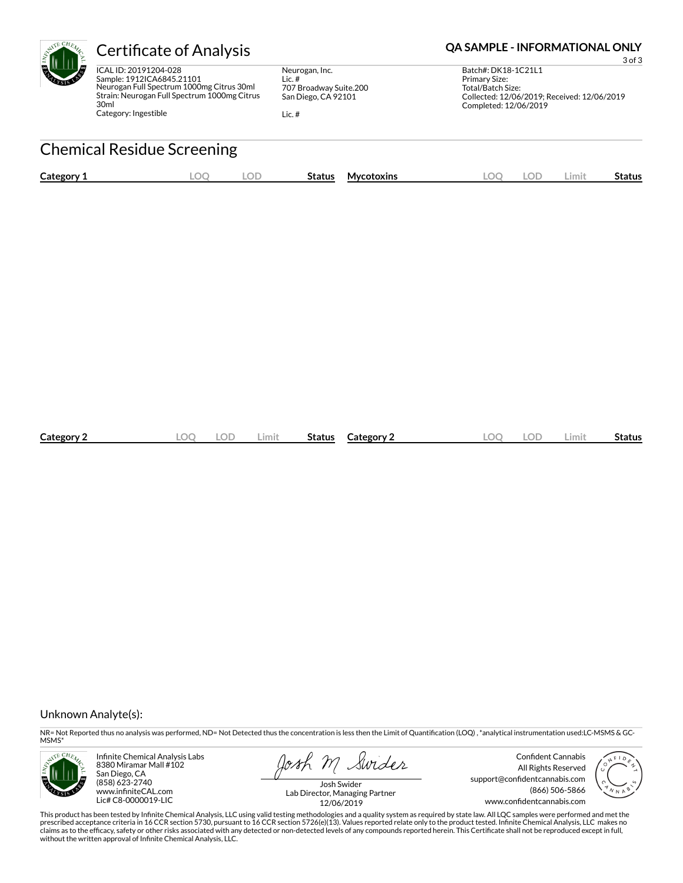# Certificate of Analysis

**QA SAMPLE - INFORMATIONAL ONLY**

ICAL ID: 20191204-028
Sample: 1912ICA6845.21101
Neurogan Full Spectrum 1000mg Citrus 30ml
Strain: Neurogan Full Spectrum 1000mg Citrus 30ml
Category: Ingestible

Neurogan, Inc.
Lic. #
707 Broadway Suite.200
San Diego, CA 92101

Lic. #

Batch#: DK18-1C21L1
Primary Size:
Total/Batch Size:
Collected: 12/06/2019; Received: 12/06/2019
Completed: 12/06/2019

## Chemical Residue Screening

| Category 1 | LOQ | LOD | Status |
| --- | --- | --- | --- |

| Mycotoxins | LOQ | LOD | Limit | Status |
| --- | --- | --- | --- | --- |

| Category 2 | LOQ | LOD | Limit | Status |
| --- | --- | --- | --- | --- |

| Category 2 | LOQ | LOD | Limit | Status |
| --- | --- | --- | --- | --- |

Unknown Analyte(s):

NR= Not Reported thus no analysis was performed, ND= Not Detected thus the concentration is less then the Limit of Quantification (LOQ) , *analytical instrumentation used:LC-MSMS & GC-MSMS*

Infinite Chemical Analysis Labs
8380 Miramar Mall #102
San Diego, CA
(858) 623-2740
www.infiniteCAL.com
Lic# C8-0000019-LIC

Josh Swider
Lab Director, Managing Partner
12/06/2019

Confident Cannabis
All Rights Reserved
support@confidentcannabis.com
(866) 506-5866
www.confidentcannabis.com

This product has been tested by Infinite Chemical Analysis, LLC using valid testing methodologies and a quality system as required by state law. All LQC samples were performed and met the prescribed acceptance criteria in 16 CCR section 5730, pursuant to 16 CCR section 5726(e)(13). Values reported relate only to the product tested. Infinite Chemical Analysis, LLC makes no claims as to the efficacy, safety or other risks associated with any detected or non-detected levels of any compounds reported herein. This Certificate shall not be reproduced except in full, without the written approval of Infinite Chemical Analysis, LLC.